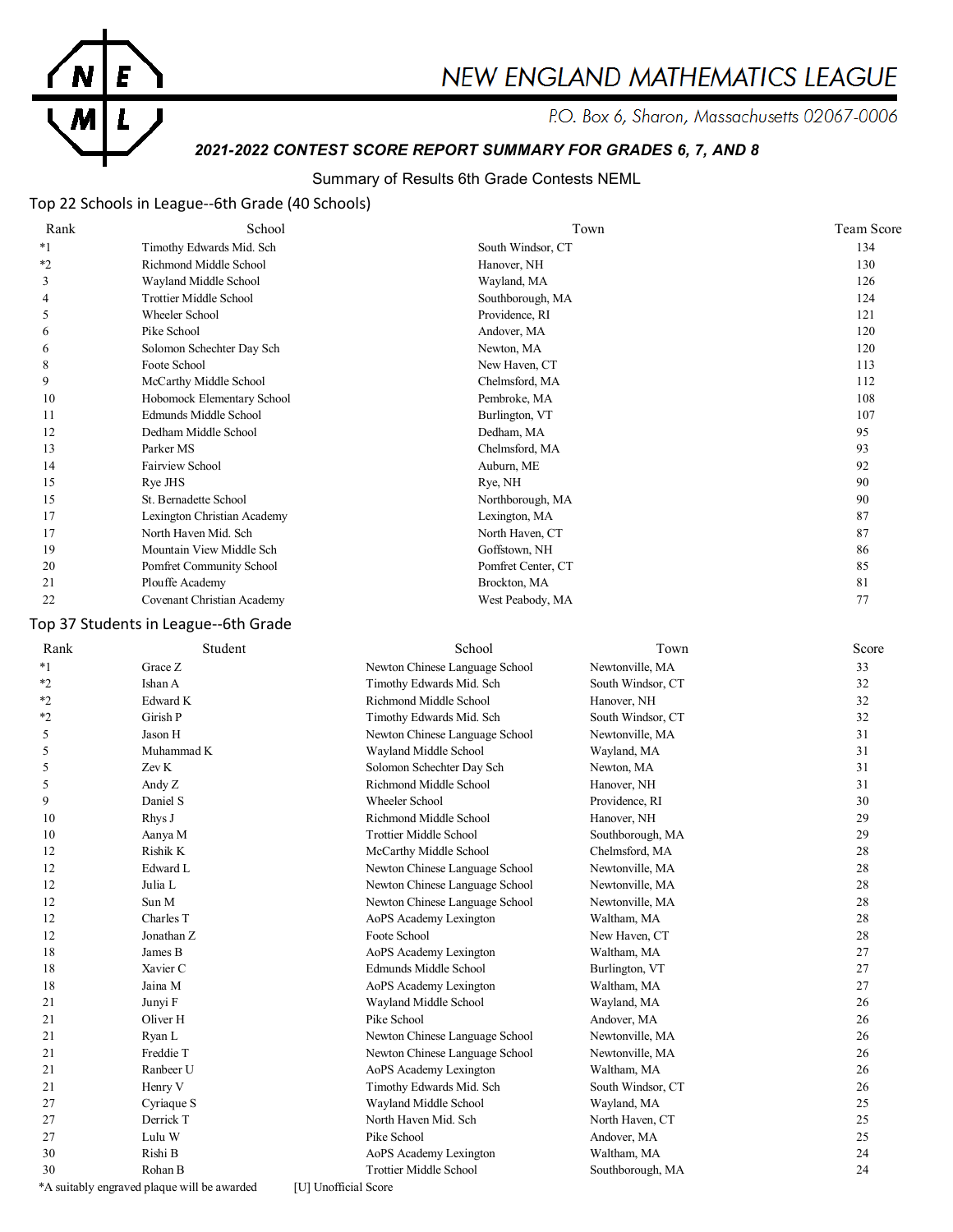# NEW ENGLAND MATHEMATICS LEAGUE

P.O. Box 6, Sharon, Massachusetts 02067-0006

***2021-2022 CONTEST SCORE REPORT SUMMARY FOR GRADES 6, 7, AND 8***

Summary of Results 6th Grade Contests NEML

## Top 22 Schools in League--6th Grade (40 Schools)

| Rank | School | Town | Team Score |
|---|---|---|---|
| *1 | Timothy Edwards Mid. Sch | South Windsor, CT | 134 |
| *2 | Richmond Middle School | Hanover, NH | 130 |
| 3 | Wayland Middle School | Wayland, MA | 126 |
| 4 | Trottier Middle School | Southborough, MA | 124 |
| 5 | Wheeler School | Providence, RI | 121 |
| 6 | Pike School | Andover, MA | 120 |
| 6 | Solomon Schechter Day Sch | Newton, MA | 120 |
| 8 | Foote School | New Haven, CT | 113 |
| 9 | McCarthy Middle School | Chelmsford, MA | 112 |
| 10 | Hobomock Elementary School | Pembroke, MA | 108 |
| 11 | Edmunds Middle School | Burlington, VT | 107 |
| 12 | Dedham Middle School | Dedham, MA | 95 |
| 13 | Parker MS | Chelmsford, MA | 93 |
| 14 | Fairview School | Auburn, ME | 92 |
| 15 | Rye JHS | Rye, NH | 90 |
| 15 | St. Bernadette School | Northborough, MA | 90 |
| 17 | Lexington Christian Academy | Lexington, MA | 87 |
| 17 | North Haven Mid. Sch | North Haven, CT | 87 |
| 19 | Mountain View Middle Sch | Goffstown, NH | 86 |
| 20 | Pomfret Community School | Pomfret Center, CT | 85 |
| 21 | Plouffe Academy | Brockton, MA | 81 |
| 22 | Covenant Christian Academy | West Peabody, MA | 77 |

## Top 37 Students in League--6th Grade

| Rank | Student | School | Town | Score |
|---|---|---|---|---|
| *1 | Grace Z | Newton Chinese Language School | Newtonville, MA | 33 |
| *2 | Ishan A | Timothy Edwards Mid. Sch | South Windsor, CT | 32 |
| *2 | Edward K | Richmond Middle School | Hanover, NH | 32 |
| *2 | Girish P | Timothy Edwards Mid. Sch | South Windsor, CT | 32 |
| 5 | Jason H | Newton Chinese Language School | Newtonville, MA | 31 |
| 5 | Muhammad K | Wayland Middle School | Wayland, MA | 31 |
| 5 | Zev K | Solomon Schechter Day Sch | Newton, MA | 31 |
| 5 | Andy Z | Richmond Middle School | Hanover, NH | 31 |
| 9 | Daniel S | Wheeler School | Providence, RI | 30 |
| 10 | Rhys J | Richmond Middle School | Hanover, NH | 29 |
| 10 | Aanya M | Trottier Middle School | Southborough, MA | 29 |
| 12 | Rishik K | McCarthy Middle School | Chelmsford, MA | 28 |
| 12 | Edward L | Newton Chinese Language School | Newtonville, MA | 28 |
| 12 | Julia L | Newton Chinese Language School | Newtonville, MA | 28 |
| 12 | Sun M | Newton Chinese Language School | Newtonville, MA | 28 |
| 12 | Charles T | AoPS Academy Lexington | Waltham, MA | 28 |
| 12 | Jonathan Z | Foote School | New Haven, CT | 28 |
| 18 | James B | AoPS Academy Lexington | Waltham, MA | 27 |
| 18 | Xavier C | Edmunds Middle School | Burlington, VT | 27 |
| 18 | Jaina M | AoPS Academy Lexington | Waltham, MA | 27 |
| 21 | Junyi F | Wayland Middle School | Wayland, MA | 26 |
| 21 | Oliver H | Pike School | Andover, MA | 26 |
| 21 | Ryan L | Newton Chinese Language School | Newtonville, MA | 26 |
| 21 | Freddie T | Newton Chinese Language School | Newtonville, MA | 26 |
| 21 | Ranbeer U | AoPS Academy Lexington | Waltham, MA | 26 |
| 21 | Henry V | Timothy Edwards Mid. Sch | South Windsor, CT | 26 |
| 27 | Cyriaque S | Wayland Middle School | Wayland, MA | 25 |
| 27 | Derrick T | North Haven Mid. Sch | North Haven, CT | 25 |
| 27 | Lulu W | Pike School | Andover, MA | 25 |
| 30 | Rishi B | AoPS Academy Lexington | Waltham, MA | 24 |
| 30 | Rohan B | Trottier Middle School | Southborough, MA | 24 |

*A suitably engraved plaque will be awarded    [U] Unofficial Score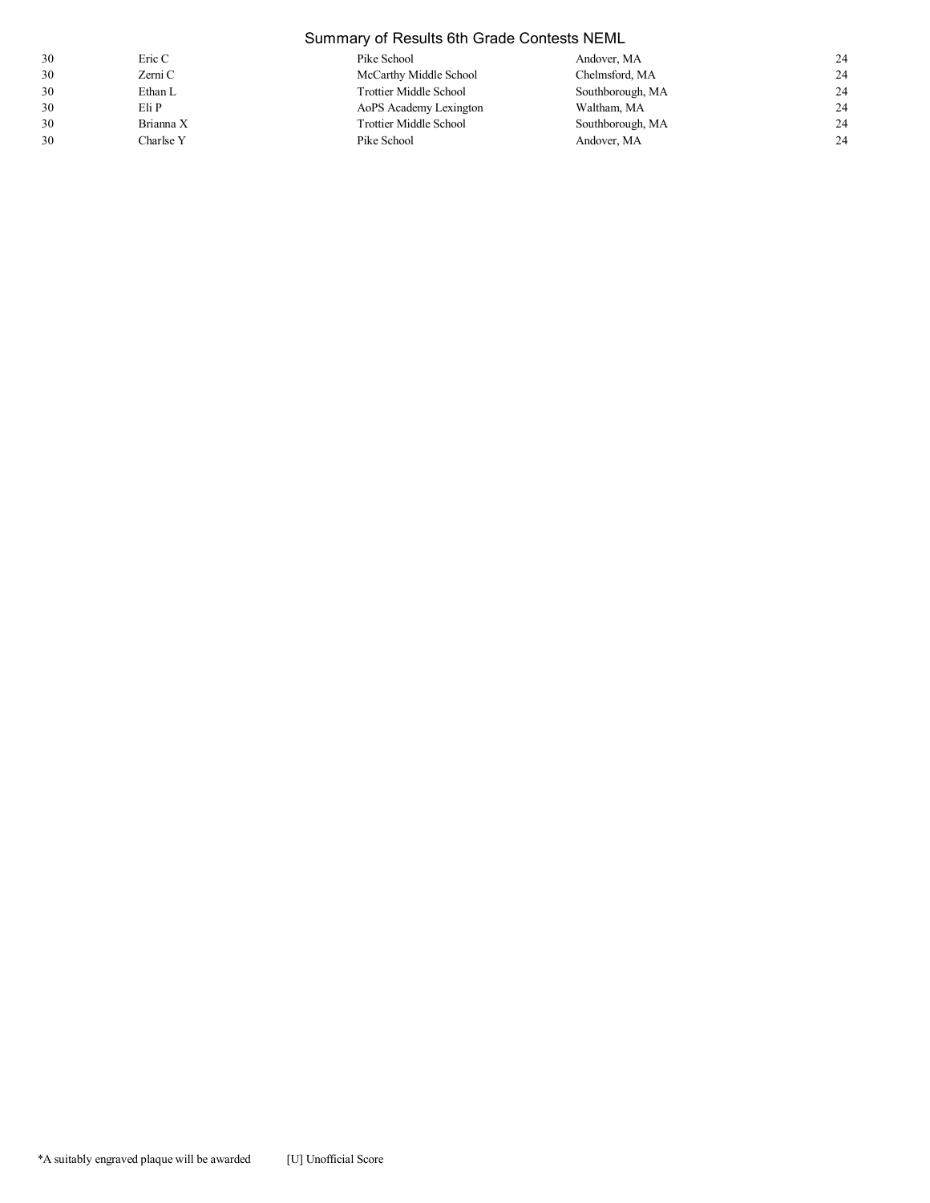| | | | | |
|---|---|---|---|---|
| 30 | Eric C | Pike School | Andover, MA | 24 |
| 30 | Zerni C | McCarthy Middle School | Chelmsford, MA | 24 |
| 30 | Ethan L | Trottier Middle School | Southborough, MA | 24 |
| 30 | Eli P | AoPS Academy Lexington | Waltham, MA | 24 |
| 30 | Brianna X | Trottier Middle School | Southborough, MA | 24 |
| 30 | Charlse Y | Pike School | Andover, MA | 24 |

*A suitably engraved plaque will be awarded [U] Unofficial Score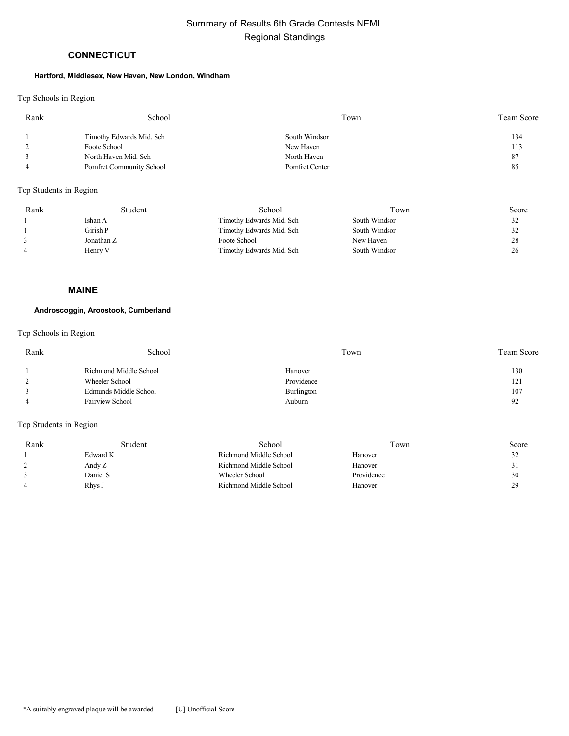# Summary of Results 6th Grade Contests NEML
## Regional Standings

### CONNECTICUT

**Hartford, Middlesex, New Haven, New London, Windham**

Top Schools in Region

| Rank | School | Town | Team Score |
|---|---|---|---|
| 1 | Timothy Edwards Mid. Sch | South Windsor | 134 |
| 2 | Foote School | New Haven | 113 |
| 3 | North Haven Mid. Sch | North Haven | 87 |
| 4 | Pomfret Community School | Pomfret Center | 85 |

Top Students in Region

| Rank | Student | School | Town | Score |
|---|---|---|---|---|
| 1 | Ishan A | Timothy Edwards Mid. Sch | South Windsor | 32 |
| 1 | Girish P | Timothy Edwards Mid. Sch | South Windsor | 32 |
| 3 | Jonathan Z | Foote School | New Haven | 28 |
| 4 | Henry V | Timothy Edwards Mid. Sch | South Windsor | 26 |

### MAINE

**Androscoggin, Aroostook, Cumberland**

Top Schools in Region

| Rank | School | Town | Team Score |
|---|---|---|---|
| 1 | Richmond Middle School | Hanover | 130 |
| 2 | Wheeler School | Providence | 121 |
| 3 | Edmunds Middle School | Burlington | 107 |
| 4 | Fairview School | Auburn | 92 |

Top Students in Region

| Rank | Student | School | Town | Score |
|---|---|---|---|---|
| 1 | Edward K | Richmond Middle School | Hanover | 32 |
| 2 | Andy Z | Richmond Middle School | Hanover | 31 |
| 3 | Daniel S | Wheeler School | Providence | 30 |
| 4 | Rhys J | Richmond Middle School | Hanover | 29 |

*A suitably engraved plaque will be awarded [U] Unofficial Score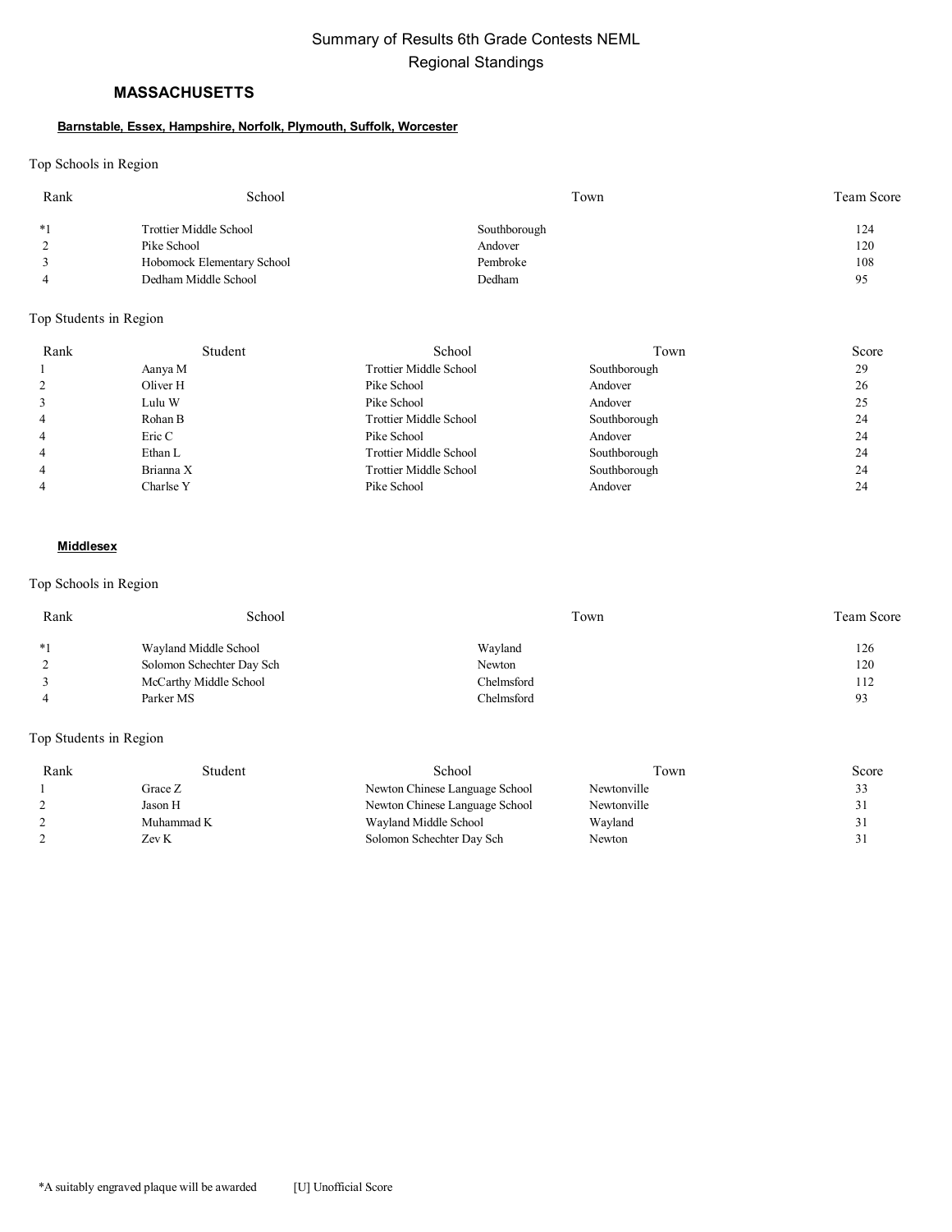# Summary of Results 6th Grade Contests NEML
## Regional Standings

### MASSACHUSETTS

**Barnstable, Essex, Hampshire, Norfolk, Plymouth, Suffolk, Worcester**

Top Schools in Region

| Rank | School | Town | Team Score |
|---|---|---|---|
| *1 | Trottier Middle School | Southborough | 124 |
| 2 | Pike School | Andover | 120 |
| 3 | Hobomock Elementary School | Pembroke | 108 |
| 4 | Dedham Middle School | Dedham | 95 |

Top Students in Region

| Rank | Student | School | Town | Score |
|---|---|---|---|---|
| 1 | Aanya M | Trottier Middle School | Southborough | 29 |
| 2 | Oliver H | Pike School | Andover | 26 |
| 3 | Lulu W | Pike School | Andover | 25 |
| 4 | Rohan B | Trottier Middle School | Southborough | 24 |
| 4 | Eric C | Pike School | Andover | 24 |
| 4 | Ethan L | Trottier Middle School | Southborough | 24 |
| 4 | Brianna X | Trottier Middle School | Southborough | 24 |
| 4 | Charlse Y | Pike School | Andover | 24 |

**Middlesex**

Top Schools in Region

| Rank | School | Town | Team Score |
|---|---|---|---|
| *1 | Wayland Middle School | Wayland | 126 |
| 2 | Solomon Schechter Day Sch | Newton | 120 |
| 3 | McCarthy Middle School | Chelmsford | 112 |
| 4 | Parker MS | Chelmsford | 93 |

Top Students in Region

| Rank | Student | School | Town | Score |
|---|---|---|---|---|
| 1 | Grace Z | Newton Chinese Language School | Newtonville | 33 |
| 2 | Jason H | Newton Chinese Language School | Newtonville | 31 |
| 2 | Muhammad K | Wayland Middle School | Wayland | 31 |
| 2 | Zev K | Solomon Schechter Day Sch | Newton | 31 |

*A suitably engraved plaque will be awarded [U] Unofficial Score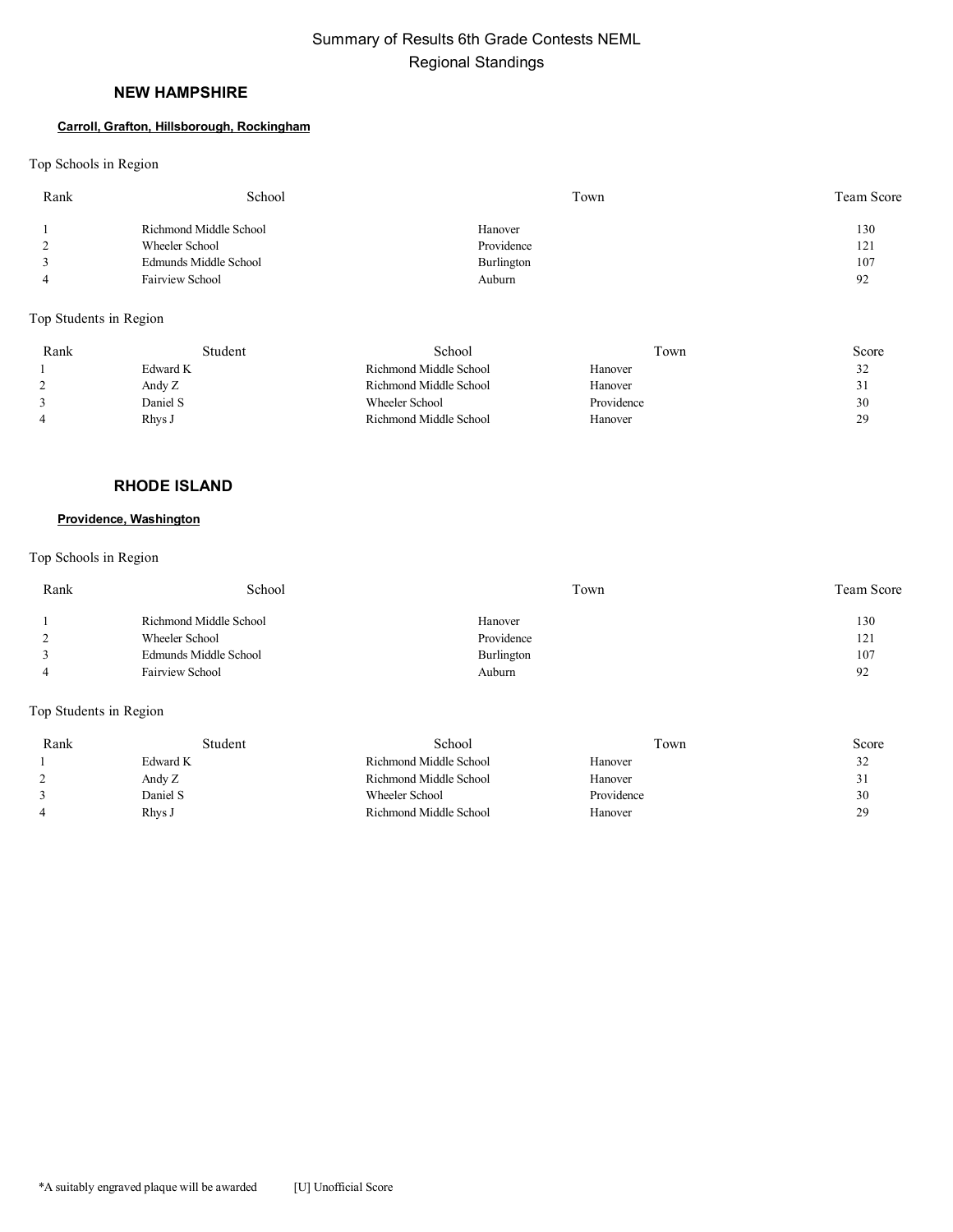# Summary of Results 6th Grade Contests NEML

## Regional Standings

### NEW HAMPSHIRE

**Carroll, Grafton, Hillsborough, Rockingham**

Top Schools in Region

| Rank | School | Town | Team Score |
|---|---|---|---|
| 1 | Richmond Middle School | Hanover | 130 |
| 2 | Wheeler School | Providence | 121 |
| 3 | Edmunds Middle School | Burlington | 107 |
| 4 | Fairview School | Auburn | 92 |

Top Students in Region

| Rank | Student | School | Town | Score |
|---|---|---|---|---|
| 1 | Edward K | Richmond Middle School | Hanover | 32 |
| 2 | Andy Z | Richmond Middle School | Hanover | 31 |
| 3 | Daniel S | Wheeler School | Providence | 30 |
| 4 | Rhys J | Richmond Middle School | Hanover | 29 |

### RHODE ISLAND

**Providence, Washington**

Top Schools in Region

| Rank | School | Town | Team Score |
|---|---|---|---|
| 1 | Richmond Middle School | Hanover | 130 |
| 2 | Wheeler School | Providence | 121 |
| 3 | Edmunds Middle School | Burlington | 107 |
| 4 | Fairview School | Auburn | 92 |

Top Students in Region

| Rank | Student | School | Town | Score |
|---|---|---|---|---|
| 1 | Edward K | Richmond Middle School | Hanover | 32 |
| 2 | Andy Z | Richmond Middle School | Hanover | 31 |
| 3 | Daniel S | Wheeler School | Providence | 30 |
| 4 | Rhys J | Richmond Middle School | Hanover | 29 |

*A suitably engraved plaque will be awarded [U] Unofficial Score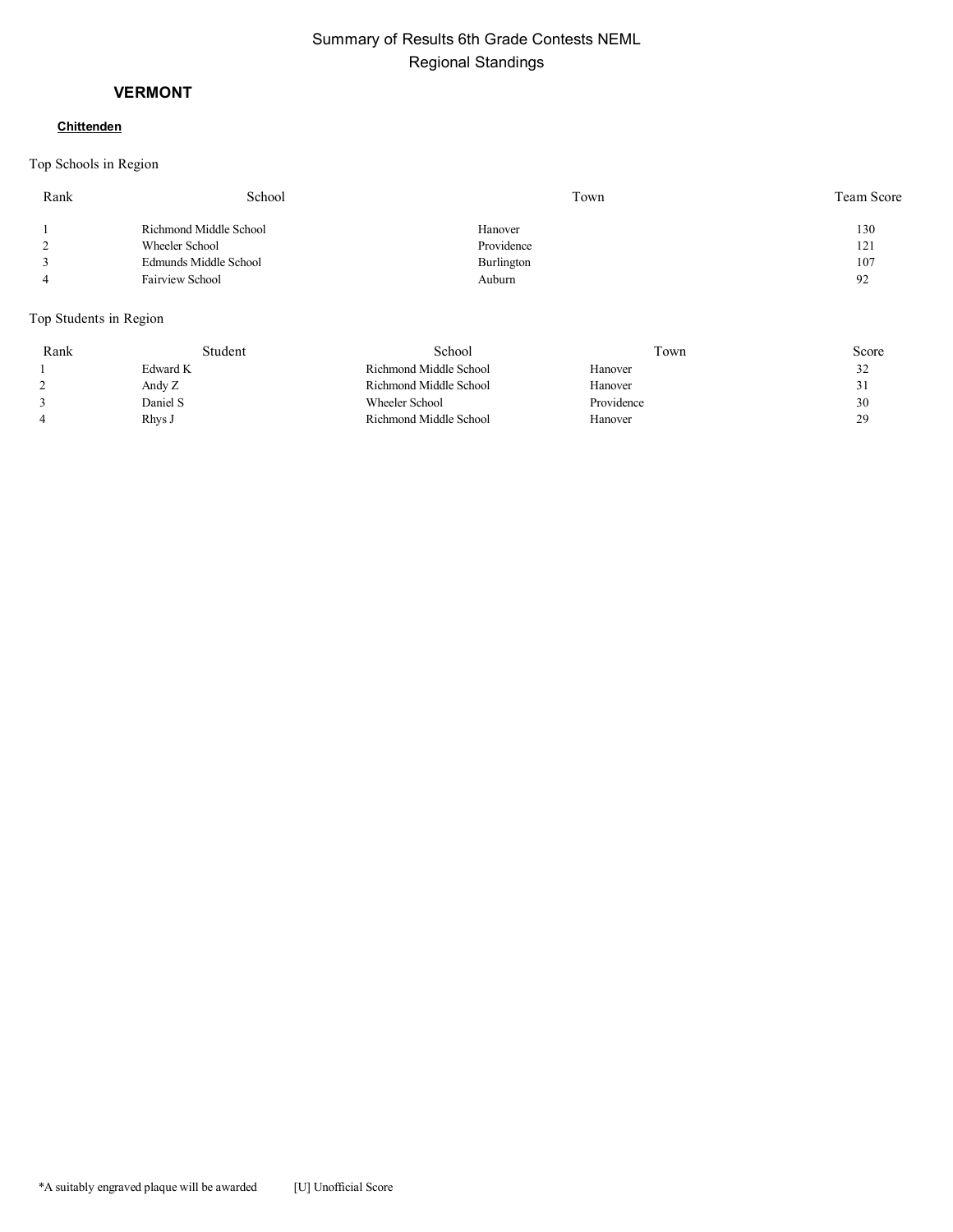# Summary of Results 6th Grade Contests NEML
## Regional Standings

### VERMONT

**Chittenden**

Top Schools in Region

| Rank | School | Town | Team Score |
|---|---|---|---|
| 1 | Richmond Middle School | Hanover | 130 |
| 2 | Wheeler School | Providence | 121 |
| 3 | Edmunds Middle School | Burlington | 107 |
| 4 | Fairview School | Auburn | 92 |

Top Students in Region

| Rank | Student | School | Town | Score |
|---|---|---|---|---|
| 1 | Edward K | Richmond Middle School | Hanover | 32 |
| 2 | Andy Z | Richmond Middle School | Hanover | 31 |
| 3 | Daniel S | Wheeler School | Providence | 30 |
| 4 | Rhys J | Richmond Middle School | Hanover | 29 |

*A suitably engraved plaque will be awarded [U] Unofficial Score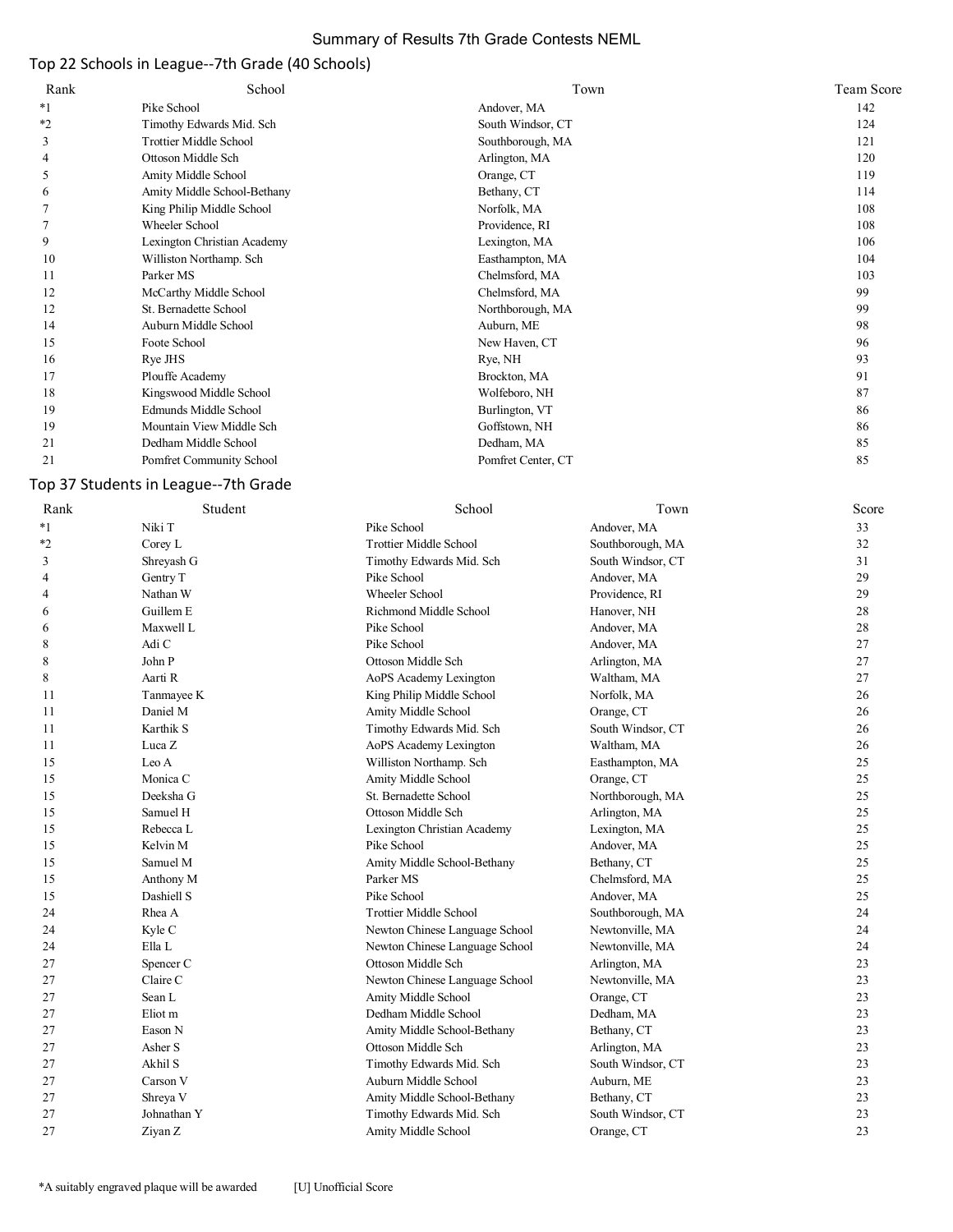Summary of Results 7th Grade Contests NEML

## Top 22 Schools in League--7th Grade (40 Schools)

| Rank | School | Town | Team Score |
|---|---|---|---|
| *1 | Pike School | Andover, MA | 142 |
| *2 | Timothy Edwards Mid. Sch | South Windsor, CT | 124 |
| 3 | Trottier Middle School | Southborough, MA | 121 |
| 4 | Ottoson Middle Sch | Arlington, MA | 120 |
| 5 | Amity Middle School | Orange, CT | 119 |
| 6 | Amity Middle School-Bethany | Bethany, CT | 114 |
| 7 | King Philip Middle School | Norfolk, MA | 108 |
| 7 | Wheeler School | Providence, RI | 108 |
| 9 | Lexington Christian Academy | Lexington, MA | 106 |
| 10 | Williston Northamp. Sch | Easthampton, MA | 104 |
| 11 | Parker MS | Chelmsford, MA | 103 |
| 12 | McCarthy Middle School | Chelmsford, MA | 99 |
| 12 | St. Bernadette School | Northborough, MA | 99 |
| 14 | Auburn Middle School | Auburn, ME | 98 |
| 15 | Foote School | New Haven, CT | 96 |
| 16 | Rye JHS | Rye, NH | 93 |
| 17 | Plouffe Academy | Brockton, MA | 91 |
| 18 | Kingswood Middle School | Wolfeboro, NH | 87 |
| 19 | Edmunds Middle School | Burlington, VT | 86 |
| 19 | Mountain View Middle Sch | Goffstown, NH | 86 |
| 21 | Dedham Middle School | Dedham, MA | 85 |
| 21 | Pomfret Community School | Pomfret Center, CT | 85 |

## Top 37 Students in League--7th Grade

| Rank | Student | School | Town | Score |
|---|---|---|---|---|
| *1 | Niki T | Pike School | Andover, MA | 33 |
| *2 | Corey L | Trottier Middle School | Southborough, MA | 32 |
| 3 | Shreyash G | Timothy Edwards Mid. Sch | South Windsor, CT | 31 |
| 4 | Gentry T | Pike School | Andover, MA | 29 |
| 4 | Nathan W | Wheeler School | Providence, RI | 29 |
| 6 | Guillem E | Richmond Middle School | Hanover, NH | 28 |
| 6 | Maxwell L | Pike School | Andover, MA | 28 |
| 8 | Adi C | Pike School | Andover, MA | 27 |
| 8 | John P | Ottoson Middle Sch | Arlington, MA | 27 |
| 8 | Aarti R | AoPS Academy Lexington | Waltham, MA | 27 |
| 11 | Tanmayee K | King Philip Middle School | Norfolk, MA | 26 |
| 11 | Daniel M | Amity Middle School | Orange, CT | 26 |
| 11 | Karthik S | Timothy Edwards Mid. Sch | South Windsor, CT | 26 |
| 11 | Luca Z | AoPS Academy Lexington | Waltham, MA | 26 |
| 15 | Leo A | Williston Northamp. Sch | Easthampton, MA | 25 |
| 15 | Monica C | Amity Middle School | Orange, CT | 25 |
| 15 | Deeksha G | St. Bernadette School | Northborough, MA | 25 |
| 15 | Samuel H | Ottoson Middle Sch | Arlington, MA | 25 |
| 15 | Rebecca L | Lexington Christian Academy | Lexington, MA | 25 |
| 15 | Kelvin M | Pike School | Andover, MA | 25 |
| 15 | Samuel M | Amity Middle School-Bethany | Bethany, CT | 25 |
| 15 | Anthony M | Parker MS | Chelmsford, MA | 25 |
| 15 | Dashiell S | Pike School | Andover, MA | 25 |
| 24 | Rhea A | Trottier Middle School | Southborough, MA | 24 |
| 24 | Kyle C | Newton Chinese Language School | Newtonville, MA | 24 |
| 24 | Ella L | Newton Chinese Language School | Newtonville, MA | 24 |
| 27 | Spencer C | Ottoson Middle Sch | Arlington, MA | 23 |
| 27 | Claire C | Newton Chinese Language School | Newtonville, MA | 23 |
| 27 | Sean L | Amity Middle School | Orange, CT | 23 |
| 27 | Eliot m | Dedham Middle School | Dedham, MA | 23 |
| 27 | Eason N | Amity Middle School-Bethany | Bethany, CT | 23 |
| 27 | Asher S | Ottoson Middle Sch | Arlington, MA | 23 |
| 27 | Akhil S | Timothy Edwards Mid. Sch | South Windsor, CT | 23 |
| 27 | Carson V | Auburn Middle School | Auburn, ME | 23 |
| 27 | Shreya V | Amity Middle School-Bethany | Bethany, CT | 23 |
| 27 | Johnathan Y | Timothy Edwards Mid. Sch | South Windsor, CT | 23 |
| 27 | Ziyan Z | Amity Middle School | Orange, CT | 23 |

*A suitably engraved plaque will be awarded [U] Unofficial Score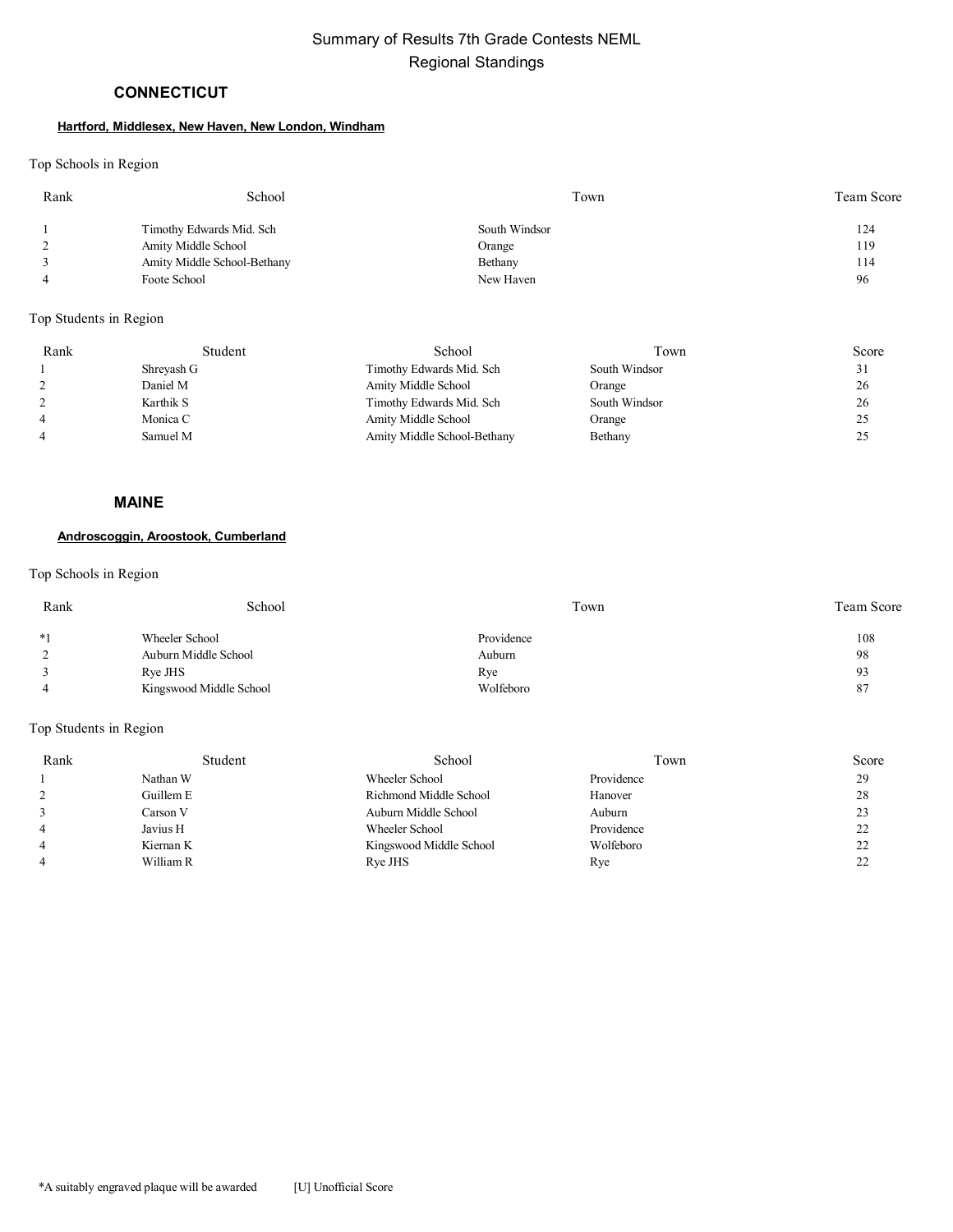# Summary of Results 7th Grade Contests NEML
## Regional Standings

### CONNECTICUT

**Hartford, Middlesex, New Haven, New London, Windham**

Top Schools in Region

| Rank | School | Town | Team Score |
|---|---|---|---|
| 1 | Timothy Edwards Mid. Sch | South Windsor | 124 |
| 2 | Amity Middle School | Orange | 119 |
| 3 | Amity Middle School-Bethany | Bethany | 114 |
| 4 | Foote School | New Haven | 96 |

Top Students in Region

| Rank | Student | School | Town | Score |
|---|---|---|---|---|
| 1 | Shreyash G | Timothy Edwards Mid. Sch | South Windsor | 31 |
| 2 | Daniel M | Amity Middle School | Orange | 26 |
| 2 | Karthik S | Timothy Edwards Mid. Sch | South Windsor | 26 |
| 4 | Monica C | Amity Middle School | Orange | 25 |
| 4 | Samuel M | Amity Middle School-Bethany | Bethany | 25 |

### MAINE

**Androscoggin, Aroostook, Cumberland**

Top Schools in Region

| Rank | School | Town | Team Score |
|---|---|---|---|
| *1 | Wheeler School | Providence | 108 |
| 2 | Auburn Middle School | Auburn | 98 |
| 3 | Rye JHS | Rye | 93 |
| 4 | Kingswood Middle School | Wolfeboro | 87 |

Top Students in Region

| Rank | Student | School | Town | Score |
|---|---|---|---|---|
| 1 | Nathan W | Wheeler School | Providence | 29 |
| 2 | Guillem E | Richmond Middle School | Hanover | 28 |
| 3 | Carson V | Auburn Middle School | Auburn | 23 |
| 4 | Javius H | Wheeler School | Providence | 22 |
| 4 | Kiernan K | Kingswood Middle School | Wolfeboro | 22 |
| 4 | William R | Rye JHS | Rye | 22 |

*A suitably engraved plaque will be awarded [U] Unofficial Score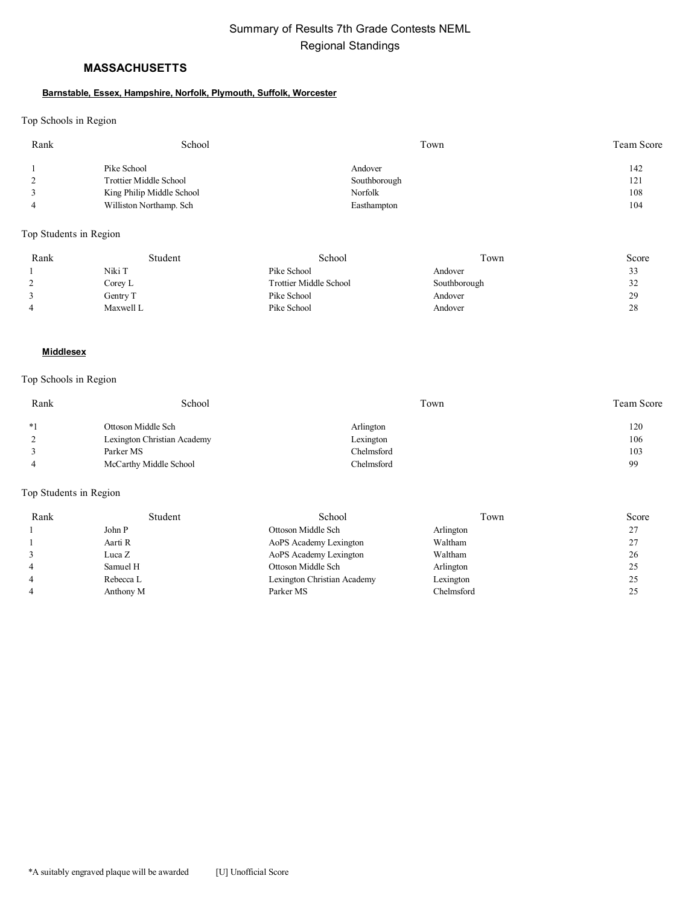# Summary of Results 7th Grade Contests NEML
## Regional Standings

### MASSACHUSETTS

**Barnstable, Essex, Hampshire, Norfolk, Plymouth, Suffolk, Worcester**

Top Schools in Region

| Rank | School | Town | Team Score |
|---|---|---|---|
| 1 | Pike School | Andover | 142 |
| 2 | Trottier Middle School | Southborough | 121 |
| 3 | King Philip Middle School | Norfolk | 108 |
| 4 | Williston Northamp. Sch | Easthampton | 104 |

Top Students in Region

| Rank | Student | School | Town | Score |
|---|---|---|---|---|
| 1 | Niki T | Pike School | Andover | 33 |
| 2 | Corey L | Trottier Middle School | Southborough | 32 |
| 3 | Gentry T | Pike School | Andover | 29 |
| 4 | Maxwell L | Pike School | Andover | 28 |

**Middlesex**

Top Schools in Region

| Rank | School | Town | Team Score |
|---|---|---|---|
| *1 | Ottoson Middle Sch | Arlington | 120 |
| 2 | Lexington Christian Academy | Lexington | 106 |
| 3 | Parker MS | Chelmsford | 103 |
| 4 | McCarthy Middle School | Chelmsford | 99 |

Top Students in Region

| Rank | Student | School | Town | Score |
|---|---|---|---|---|
| 1 | John P | Ottoson Middle Sch | Arlington | 27 |
| 1 | Aarti R | AoPS Academy Lexington | Waltham | 27 |
| 3 | Luca Z | AoPS Academy Lexington | Waltham | 26 |
| 4 | Samuel H | Ottoson Middle Sch | Arlington | 25 |
| 4 | Rebecca L | Lexington Christian Academy | Lexington | 25 |
| 4 | Anthony M | Parker MS | Chelmsford | 25 |

*A suitably engraved plaque will be awarded [U] Unofficial Score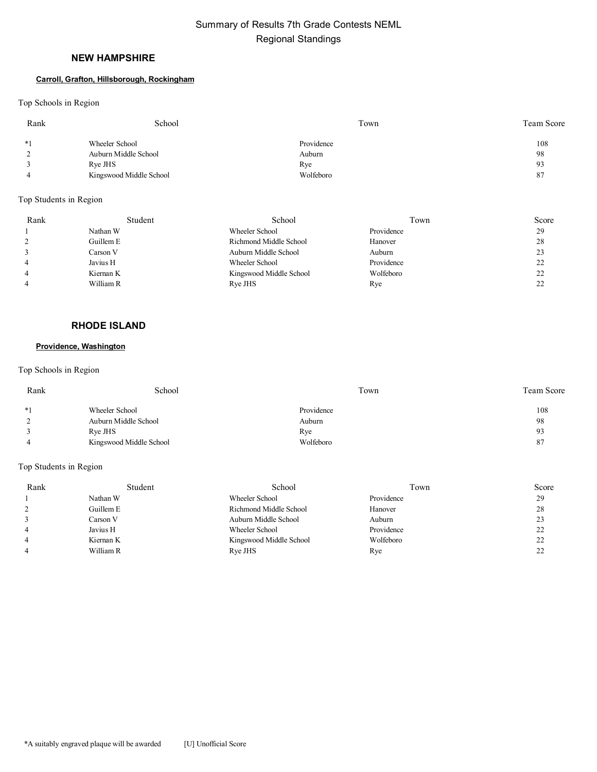Summary of Results 7th Grade Contests NEML

Regional Standings

## NEW HAMPSHIRE

**Carroll, Grafton, Hillsborough, Rockingham**

Top Schools in Region

| Rank | School | Town | Team Score |
|---|---|---|---|
| *1 | Wheeler School | Providence | 108 |
| 2 | Auburn Middle School | Auburn | 98 |
| 3 | Rye JHS | Rye | 93 |
| 4 | Kingswood Middle School | Wolfeboro | 87 |

Top Students in Region

| Rank | Student | School | Town | Score |
|---|---|---|---|---|
| 1 | Nathan W | Wheeler School | Providence | 29 |
| 2 | Guillem E | Richmond Middle School | Hanover | 28 |
| 3 | Carson V | Auburn Middle School | Auburn | 23 |
| 4 | Javius H | Wheeler School | Providence | 22 |
| 4 | Kiernan K | Kingswood Middle School | Wolfeboro | 22 |
| 4 | William R | Rye JHS | Rye | 22 |

## RHODE ISLAND

**Providence, Washington**

Top Schools in Region

| Rank | School | Town | Team Score |
|---|---|---|---|
| *1 | Wheeler School | Providence | 108 |
| 2 | Auburn Middle School | Auburn | 98 |
| 3 | Rye JHS | Rye | 93 |
| 4 | Kingswood Middle School | Wolfeboro | 87 |

Top Students in Region

| Rank | Student | School | Town | Score |
|---|---|---|---|---|
| 1 | Nathan W | Wheeler School | Providence | 29 |
| 2 | Guillem E | Richmond Middle School | Hanover | 28 |
| 3 | Carson V | Auburn Middle School | Auburn | 23 |
| 4 | Javius H | Wheeler School | Providence | 22 |
| 4 | Kiernan K | Kingswood Middle School | Wolfeboro | 22 |
| 4 | William R | Rye JHS | Rye | 22 |

*A suitably engraved plaque will be awarded [U] Unofficial Score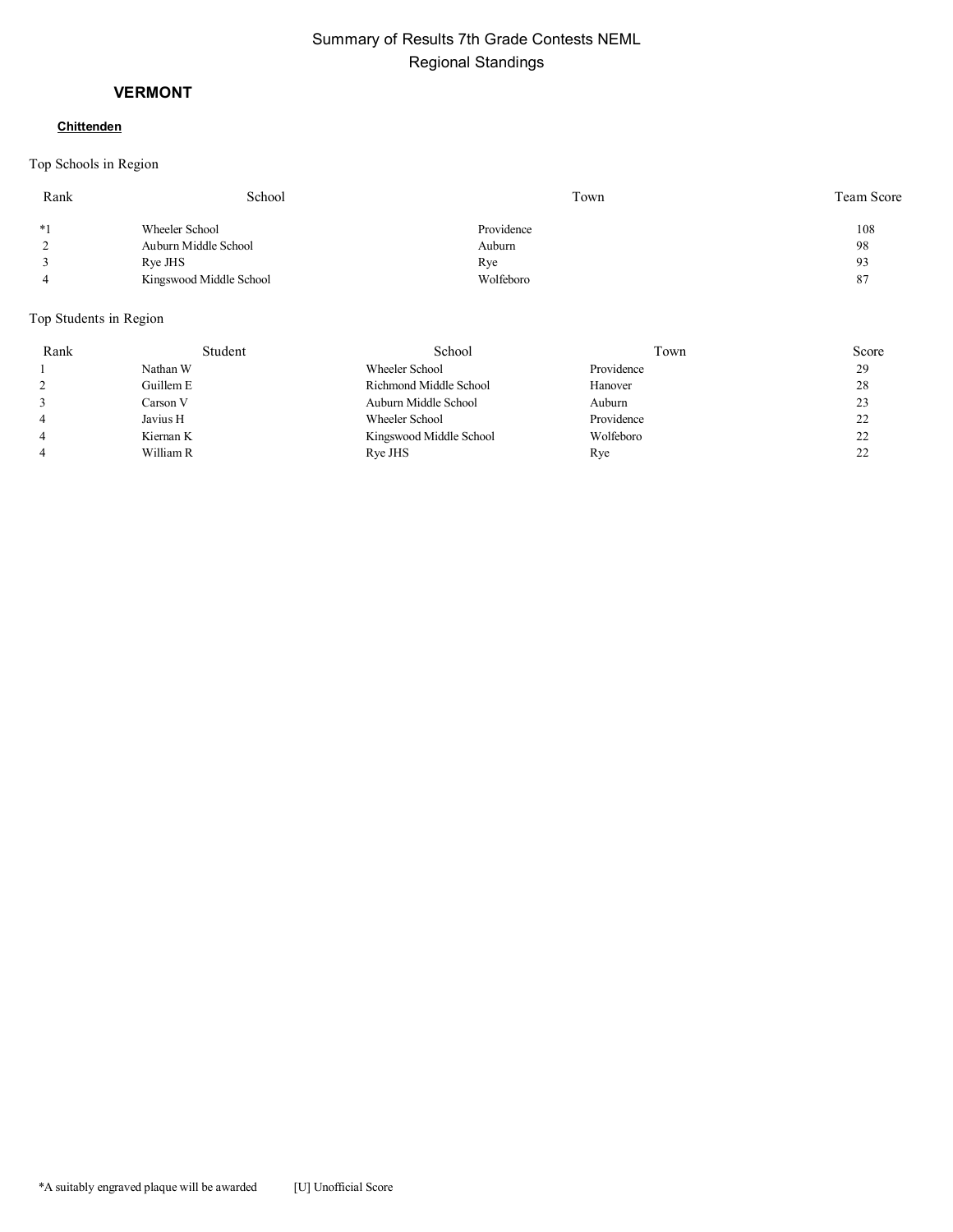# Summary of Results 7th Grade Contests NEML

## Regional Standings

### VERMONT

**Chittenden**

Top Schools in Region

| Rank | School | Town | Team Score |
|---|---|---|---|
| *1 | Wheeler School | Providence | 108 |
| 2 | Auburn Middle School | Auburn | 98 |
| 3 | Rye JHS | Rye | 93 |
| 4 | Kingswood Middle School | Wolfeboro | 87 |

Top Students in Region

| Rank | Student | School | Town | Score |
|---|---|---|---|---|
| 1 | Nathan W | Wheeler School | Providence | 29 |
| 2 | Guillem E | Richmond Middle School | Hanover | 28 |
| 3 | Carson V | Auburn Middle School | Auburn | 23 |
| 4 | Javius H | Wheeler School | Providence | 22 |
| 4 | Kiernan K | Kingswood Middle School | Wolfeboro | 22 |
| 4 | William R | Rye JHS | Rye | 22 |

*A suitably engraved plaque will be awarded [U] Unofficial Score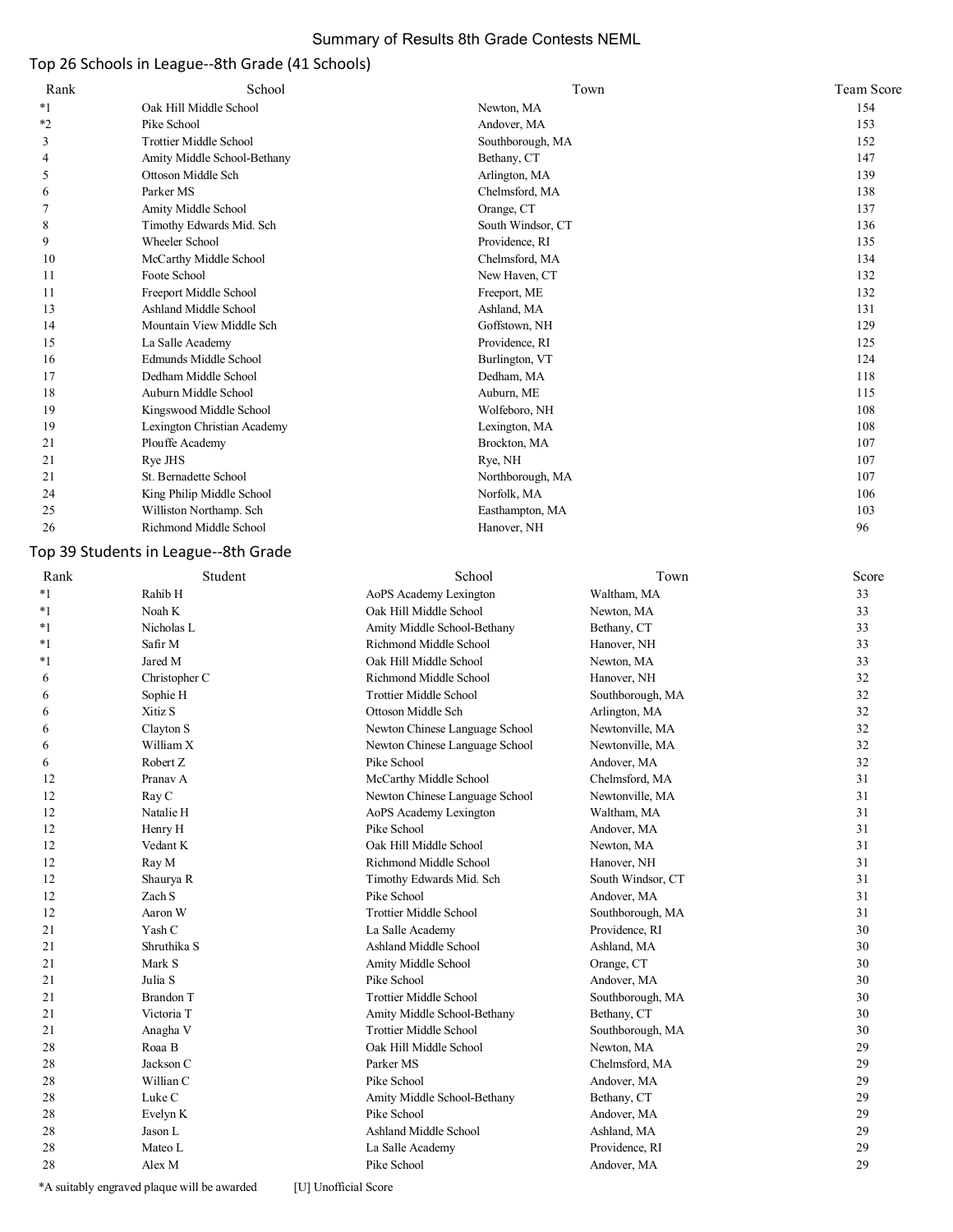Summary of Results 8th Grade Contests NEML

## Top 26 Schools in League--8th Grade (41 Schools)

| Rank | School | Town | Team Score |
|---|---|---|---|
| *1 | Oak Hill Middle School | Newton, MA | 154 |
| *2 | Pike School | Andover, MA | 153 |
| 3 | Trottier Middle School | Southborough, MA | 152 |
| 4 | Amity Middle School-Bethany | Bethany, CT | 147 |
| 5 | Ottoson Middle Sch | Arlington, MA | 139 |
| 6 | Parker MS | Chelmsford, MA | 138 |
| 7 | Amity Middle School | Orange, CT | 137 |
| 8 | Timothy Edwards Mid. Sch | South Windsor, CT | 136 |
| 9 | Wheeler School | Providence, RI | 135 |
| 10 | McCarthy Middle School | Chelmsford, MA | 134 |
| 11 | Foote School | New Haven, CT | 132 |
| 11 | Freeport Middle School | Freeport, ME | 132 |
| 13 | Ashland Middle School | Ashland, MA | 131 |
| 14 | Mountain View Middle Sch | Goffstown, NH | 129 |
| 15 | La Salle Academy | Providence, RI | 125 |
| 16 | Edmunds Middle School | Burlington, VT | 124 |
| 17 | Dedham Middle School | Dedham, MA | 118 |
| 18 | Auburn Middle School | Auburn, ME | 115 |
| 19 | Kingswood Middle School | Wolfeboro, NH | 108 |
| 19 | Lexington Christian Academy | Lexington, MA | 108 |
| 21 | Plouffe Academy | Brockton, MA | 107 |
| 21 | Rye JHS | Rye, NH | 107 |
| 21 | St. Bernadette School | Northborough, MA | 107 |
| 24 | King Philip Middle School | Norfolk, MA | 106 |
| 25 | Williston Northamp. Sch | Easthampton, MA | 103 |
| 26 | Richmond Middle School | Hanover, NH | 96 |

## Top 39 Students in League--8th Grade

| Rank | Student | School | Town | Score |
|---|---|---|---|---|
| *1 | Rahib H | AoPS Academy Lexington | Waltham, MA | 33 |
| *1 | Noah K | Oak Hill Middle School | Newton, MA | 33 |
| *1 | Nicholas L | Amity Middle School-Bethany | Bethany, CT | 33 |
| *1 | Safir M | Richmond Middle School | Hanover, NH | 33 |
| *1 | Jared M | Oak Hill Middle School | Newton, MA | 33 |
| 6 | Christopher C | Richmond Middle School | Hanover, NH | 32 |
| 6 | Sophie H | Trottier Middle School | Southborough, MA | 32 |
| 6 | Xitiz S | Ottoson Middle Sch | Arlington, MA | 32 |
| 6 | Clayton S | Newton Chinese Language School | Newtonville, MA | 32 |
| 6 | William X | Newton Chinese Language School | Newtonville, MA | 32 |
| 6 | Robert Z | Pike School | Andover, MA | 32 |
| 12 | Pranav A | McCarthy Middle School | Chelmsford, MA | 31 |
| 12 | Ray C | Newton Chinese Language School | Newtonville, MA | 31 |
| 12 | Natalie H | AoPS Academy Lexington | Waltham, MA | 31 |
| 12 | Henry H | Pike School | Andover, MA | 31 |
| 12 | Vedant K | Oak Hill Middle School | Newton, MA | 31 |
| 12 | Ray M | Richmond Middle School | Hanover, NH | 31 |
| 12 | Shaurya R | Timothy Edwards Mid. Sch | South Windsor, CT | 31 |
| 12 | Zach S | Pike School | Andover, MA | 31 |
| 12 | Aaron W | Trottier Middle School | Southborough, MA | 31 |
| 21 | Yash C | La Salle Academy | Providence, RI | 30 |
| 21 | Shruthika S | Ashland Middle School | Ashland, MA | 30 |
| 21 | Mark S | Amity Middle School | Orange, CT | 30 |
| 21 | Julia S | Pike School | Andover, MA | 30 |
| 21 | Brandon T | Trottier Middle School | Southborough, MA | 30 |
| 21 | Victoria T | Amity Middle School-Bethany | Bethany, CT | 30 |
| 21 | Anagha V | Trottier Middle School | Southborough, MA | 30 |
| 28 | Roaa B | Oak Hill Middle School | Newton, MA | 29 |
| 28 | Jackson C | Parker MS | Chelmsford, MA | 29 |
| 28 | Willian C | Pike School | Andover, MA | 29 |
| 28 | Luke C | Amity Middle School-Bethany | Bethany, CT | 29 |
| 28 | Evelyn K | Pike School | Andover, MA | 29 |
| 28 | Jason L | Ashland Middle School | Ashland, MA | 29 |
| 28 | Mateo L | La Salle Academy | Providence, RI | 29 |
| 28 | Alex M | Pike School | Andover, MA | 29 |

*A suitably engraved plaque will be awarded    [U] Unofficial Score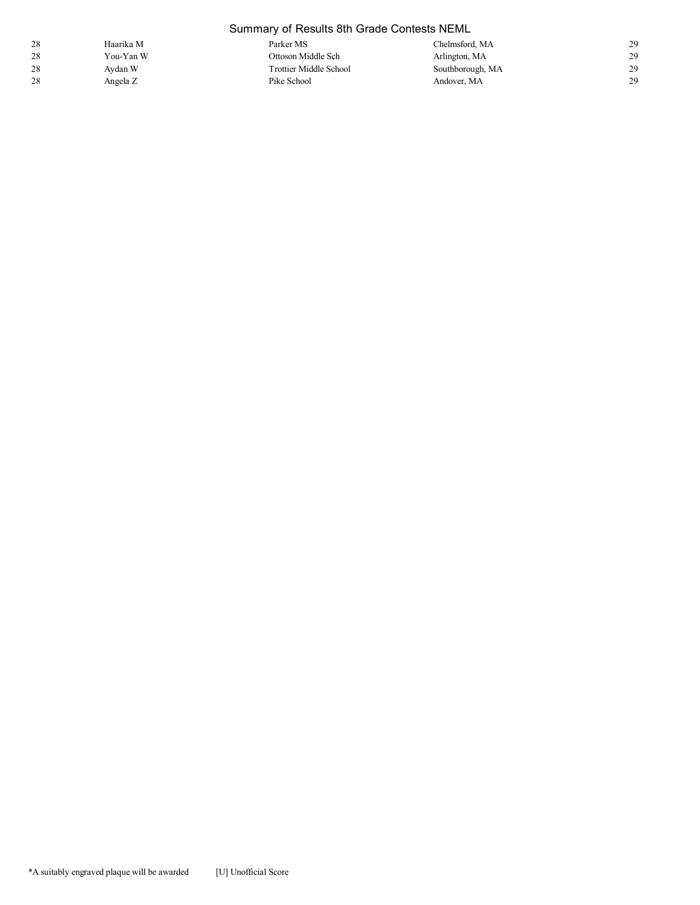Summary of Results 8th Grade Contests NEML

| | | | | |
|---|---|---|---|---|
| 28 | Haarika M | Parker MS | Chelmsford, MA | 29 |
| 28 | You-Yan W | Ottoson Middle Sch | Arlington, MA | 29 |
| 28 | Aydan W | Trottier Middle School | Southborough, MA | 29 |
| 28 | Angela Z | Pike School | Andover, MA | 29 |

*A suitably engraved plaque will be awarded [U] Unofficial Score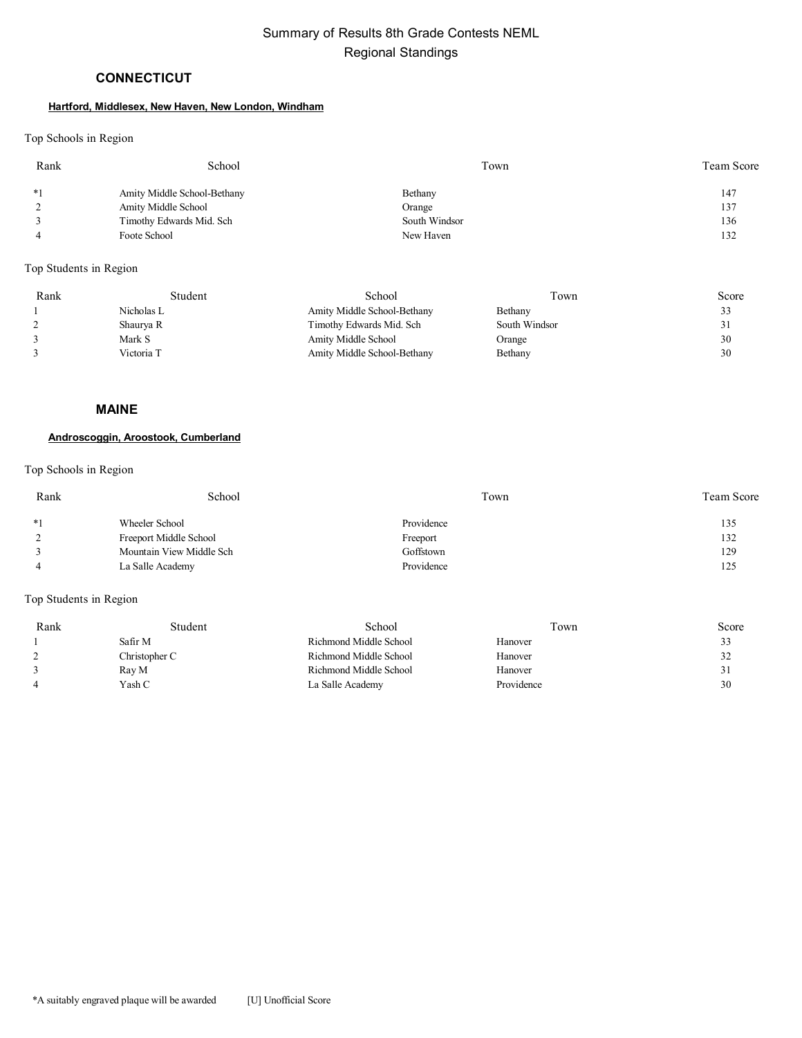# Summary of Results 8th Grade Contests NEML
## Regional Standings

### CONNECTICUT

**Hartford, Middlesex, New Haven, New London, Windham**

Top Schools in Region

| Rank | School | Town | Team Score |
|---|---|---|---|
| *1 | Amity Middle School-Bethany | Bethany | 147 |
| 2 | Amity Middle School | Orange | 137 |
| 3 | Timothy Edwards Mid. Sch | South Windsor | 136 |
| 4 | Foote School | New Haven | 132 |

Top Students in Region

| Rank | Student | School | Town | Score |
|---|---|---|---|---|
| 1 | Nicholas L | Amity Middle School-Bethany | Bethany | 33 |
| 2 | Shaurya R | Timothy Edwards Mid. Sch | South Windsor | 31 |
| 3 | Mark S | Amity Middle School | Orange | 30 |
| 3 | Victoria T | Amity Middle School-Bethany | Bethany | 30 |

### MAINE

**Androscoggin, Aroostook, Cumberland**

Top Schools in Region

| Rank | School | Town | Team Score |
|---|---|---|---|
| *1 | Wheeler School | Providence | 135 |
| 2 | Freeport Middle School | Freeport | 132 |
| 3 | Mountain View Middle Sch | Goffstown | 129 |
| 4 | La Salle Academy | Providence | 125 |

Top Students in Region

| Rank | Student | School | Town | Score |
|---|---|---|---|---|
| 1 | Safir M | Richmond Middle School | Hanover | 33 |
| 2 | Christopher C | Richmond Middle School | Hanover | 32 |
| 3 | Ray M | Richmond Middle School | Hanover | 31 |
| 4 | Yash C | La Salle Academy | Providence | 30 |

*A suitably engraved plaque will be awarded [U] Unofficial Score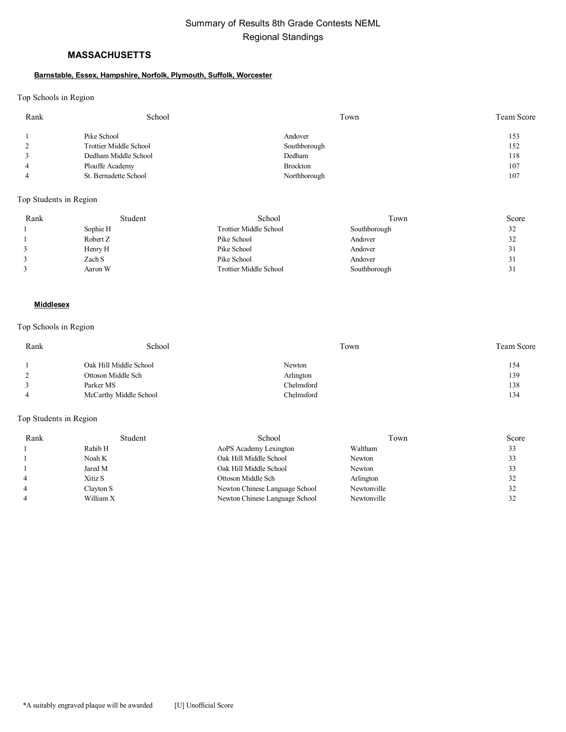# Summary of Results 8th Grade Contests NEML

## Regional Standings

### MASSACHUSETTS

**Barnstable, Essex, Hampshire, Norfolk, Plymouth, Suffolk, Worcester**

Top Schools in Region

| Rank | School | Town | Team Score |
|---|---|---|---|
| 1 | Pike School | Andover | 153 |
| 2 | Trottier Middle School | Southborough | 152 |
| 3 | Dedham Middle School | Dedham | 118 |
| 4 | Plouffe Academy | Brockton | 107 |
| 4 | St. Bernadette School | Northborough | 107 |

Top Students in Region

| Rank | Student | School | Town | Score |
|---|---|---|---|---|
| 1 | Sophie H | Trottier Middle School | Southborough | 32 |
| 1 | Robert Z | Pike School | Andover | 32 |
| 3 | Henry H | Pike School | Andover | 31 |
| 3 | Zach S | Pike School | Andover | 31 |
| 3 | Aaron W | Trottier Middle School | Southborough | 31 |

**Middlesex**

Top Schools in Region

| Rank | School | Town | Team Score |
|---|---|---|---|
| 1 | Oak Hill Middle School | Newton | 154 |
| 2 | Ottoson Middle Sch | Arlington | 139 |
| 3 | Parker MS | Chelmsford | 138 |
| 4 | McCarthy Middle School | Chelmsford | 134 |

Top Students in Region

| Rank | Student | School | Town | Score |
|---|---|---|---|---|
| 1 | Rahib H | AoPS Academy Lexington | Waltham | 33 |
| 1 | Noah K | Oak Hill Middle School | Newton | 33 |
| 1 | Jared M | Oak Hill Middle School | Newton | 33 |
| 4 | Xitiz S | Ottoson Middle Sch | Arlington | 32 |
| 4 | Clayton S | Newton Chinese Language School | Newtonville | 32 |
| 4 | William X | Newton Chinese Language School | Newtonville | 32 |

*A suitably engraved plaque will be awarded [U] Unofficial Score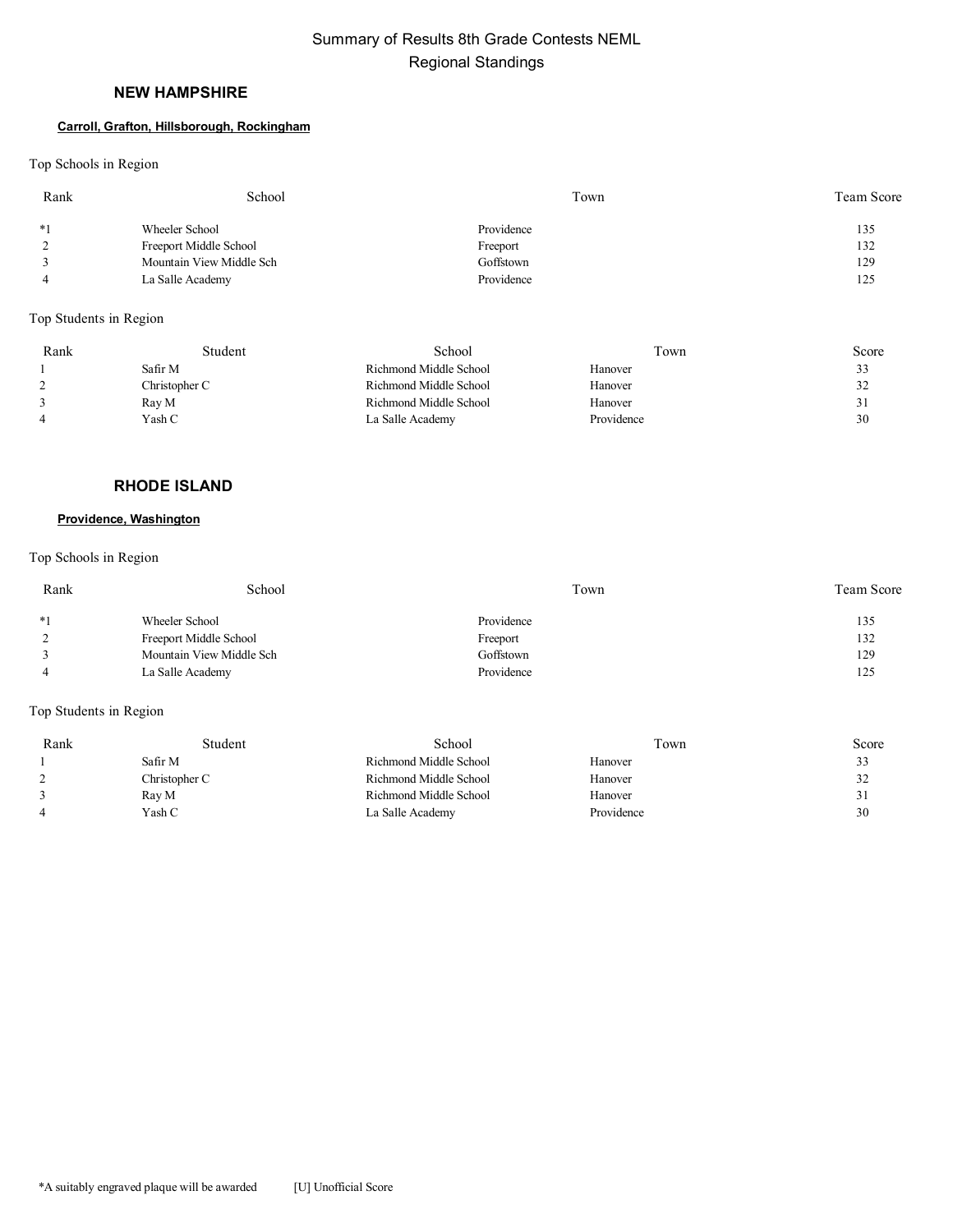Summary of Results 8th Grade Contests NEML

Regional Standings

## NEW HAMPSHIRE

**Carroll, Grafton, Hillsborough, Rockingham**

Top Schools in Region

| Rank | School | Town | Team Score |
|---|---|---|---|
| *1 | Wheeler School | Providence | 135 |
| 2 | Freeport Middle School | Freeport | 132 |
| 3 | Mountain View Middle Sch | Goffstown | 129 |
| 4 | La Salle Academy | Providence | 125 |

Top Students in Region

| Rank | Student | School | Town | Score |
|---|---|---|---|---|
| 1 | Safir M | Richmond Middle School | Hanover | 33 |
| 2 | Christopher C | Richmond Middle School | Hanover | 32 |
| 3 | Ray M | Richmond Middle School | Hanover | 31 |
| 4 | Yash C | La Salle Academy | Providence | 30 |

## RHODE ISLAND

**Providence, Washington**

Top Schools in Region

| Rank | School | Town | Team Score |
|---|---|---|---|
| *1 | Wheeler School | Providence | 135 |
| 2 | Freeport Middle School | Freeport | 132 |
| 3 | Mountain View Middle Sch | Goffstown | 129 |
| 4 | La Salle Academy | Providence | 125 |

Top Students in Region

| Rank | Student | School | Town | Score |
|---|---|---|---|---|
| 1 | Safir M | Richmond Middle School | Hanover | 33 |
| 2 | Christopher C | Richmond Middle School | Hanover | 32 |
| 3 | Ray M | Richmond Middle School | Hanover | 31 |
| 4 | Yash C | La Salle Academy | Providence | 30 |

*A suitably engraved plaque will be awarded [U] Unofficial Score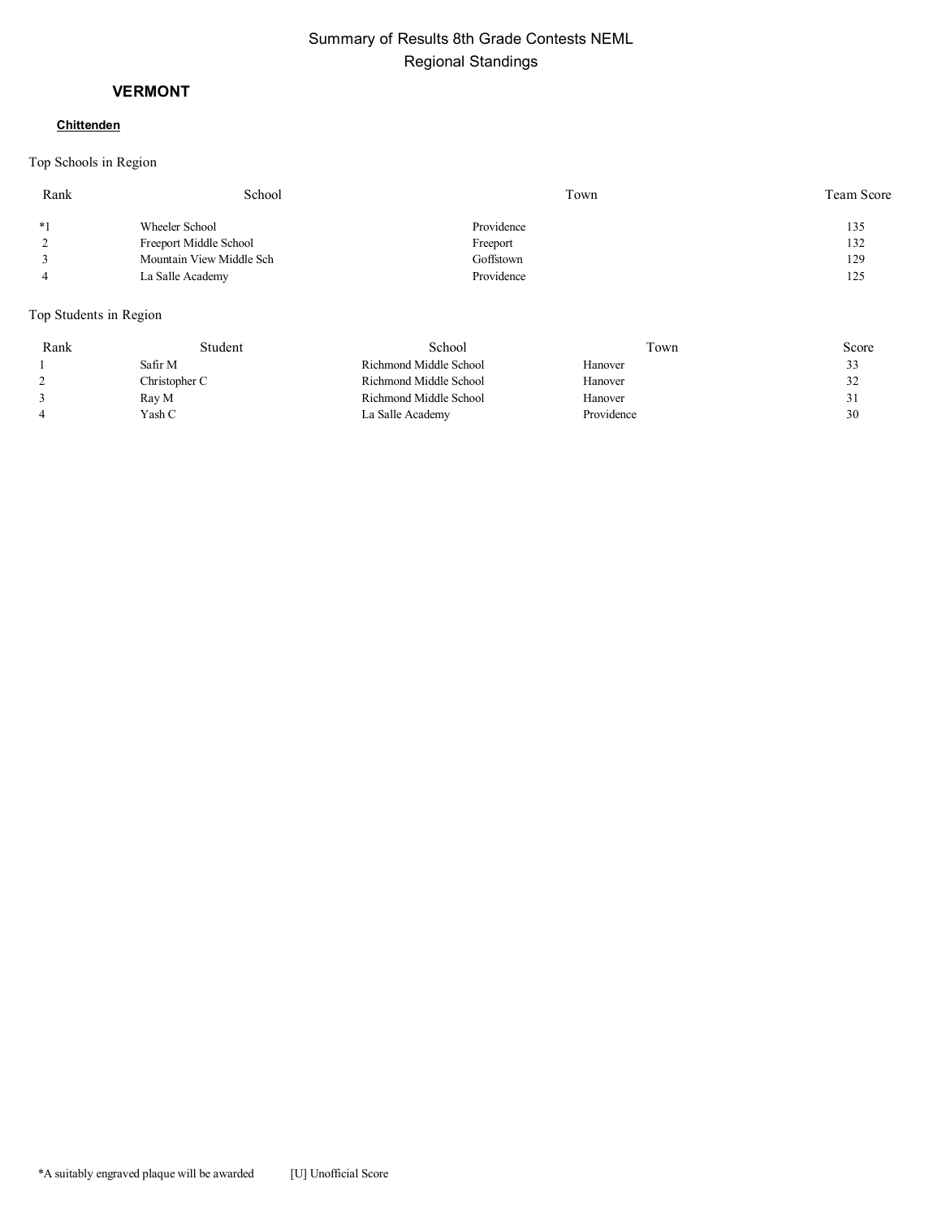# Summary of Results 8th Grade Contests NEML

## Regional Standings

### VERMONT

**Chittenden**

Top Schools in Region

| Rank | School | Town | Team Score |
|---|---|---|---|
| *1 | Wheeler School | Providence | 135 |
| 2 | Freeport Middle School | Freeport | 132 |
| 3 | Mountain View Middle Sch | Goffstown | 129 |
| 4 | La Salle Academy | Providence | 125 |

Top Students in Region

| Rank | Student | School | Town | Score |
|---|---|---|---|---|
| 1 | Safir M | Richmond Middle School | Hanover | 33 |
| 2 | Christopher C | Richmond Middle School | Hanover | 32 |
| 3 | Ray M | Richmond Middle School | Hanover | 31 |
| 4 | Yash C | La Salle Academy | Providence | 30 |

*A suitably engraved plaque will be awarded [U] Unofficial Score